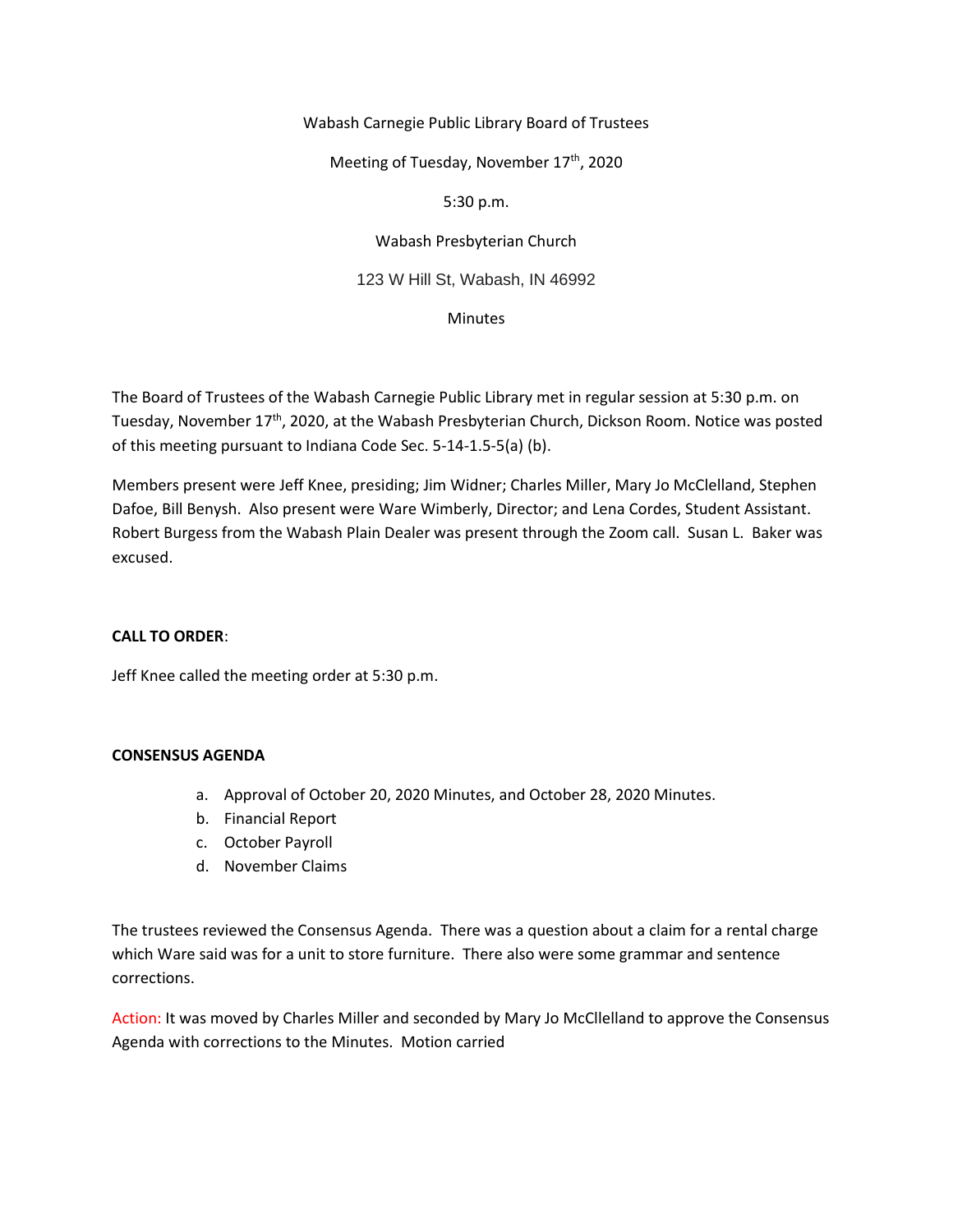Wabash Carnegie Public Library Board of Trustees

Meeting of Tuesday, November 17th, 2020

5:30 p.m.

Wabash Presbyterian Church

123 W Hill St, Wabash, IN 46992

Minutes

The Board of Trustees of the Wabash Carnegie Public Library met in regular session at 5:30 p.m. on Tuesday, November 17th, 2020, at the Wabash Presbyterian Church, Dickson Room. Notice was posted of this meeting pursuant to Indiana Code Sec. 5-14-1.5-5(a) (b).

Members present were Jeff Knee, presiding; Jim Widner; Charles Miller, Mary Jo McClelland, Stephen Dafoe, Bill Benysh. Also present were Ware Wimberly, Director; and Lena Cordes, Student Assistant. Robert Burgess from the Wabash Plain Dealer was present through the Zoom call. Susan L. Baker was excused.

**CALL TO ORDER**:

Jeff Knee called the meeting order at 5:30 p.m.

**CONSENSUS AGENDA**

a. Approval of October 20, 2020 Minutes, and October 28, 2020 Minutes.
b. Financial Report
c. October Payroll
d. November Claims

The trustees reviewed the Consensus Agenda. There was a question about a claim for a rental charge which Ware said was for a unit to store furniture. There also were some grammar and sentence corrections.

Action: It was moved by Charles Miller and seconded by Mary Jo McCllelland to approve the Consensus Agenda with corrections to the Minutes. Motion carried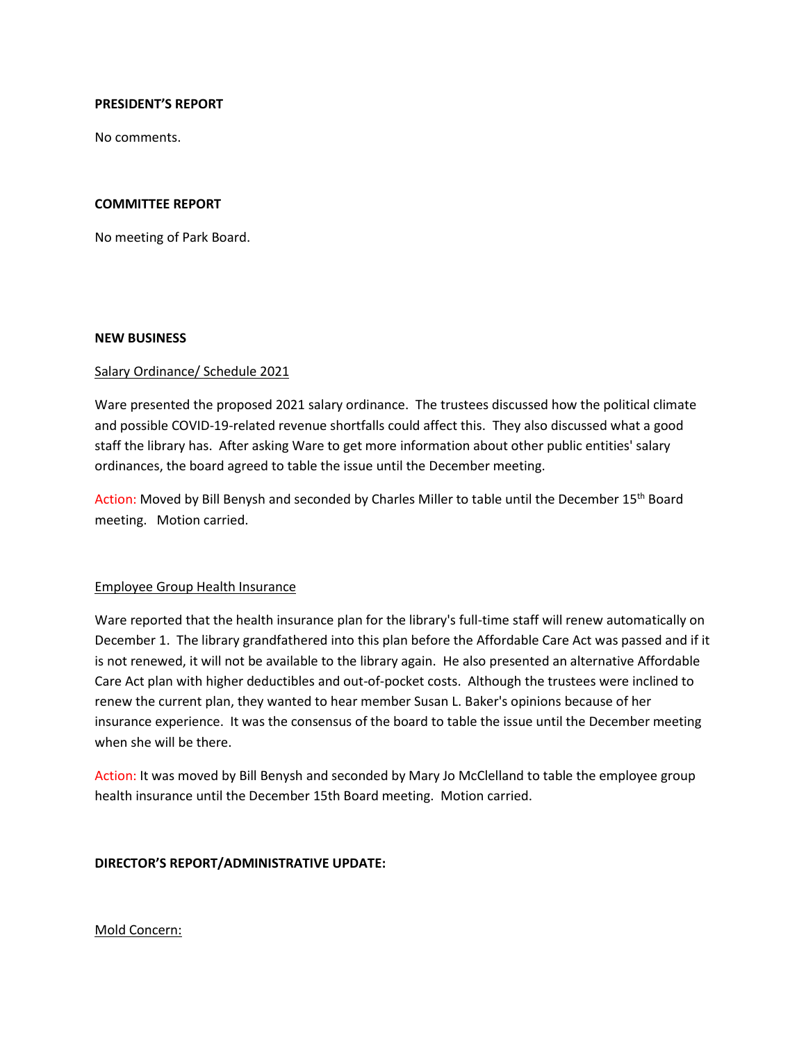**PRESIDENT'S REPORT**

No comments.

**COMMITTEE REPORT**

No meeting of Park Board.

**NEW BUSINESS**

Salary Ordinance/ Schedule 2021

Ware presented the proposed 2021 salary ordinance. The trustees discussed how the political climate and possible COVID-19-related revenue shortfalls could affect this. They also discussed what a good staff the library has. After asking Ware to get more information about other public entities' salary ordinances, the board agreed to table the issue until the December meeting.

Action: Moved by Bill Benysh and seconded by Charles Miller to table until the December 15th Board meeting. Motion carried.

Employee Group Health Insurance

Ware reported that the health insurance plan for the library's full-time staff will renew automatically on December 1. The library grandfathered into this plan before the Affordable Care Act was passed and if it is not renewed, it will not be available to the library again. He also presented an alternative Affordable Care Act plan with higher deductibles and out-of-pocket costs. Although the trustees were inclined to renew the current plan, they wanted to hear member Susan L. Baker's opinions because of her insurance experience. It was the consensus of the board to table the issue until the December meeting when she will be there.

Action: It was moved by Bill Benysh and seconded by Mary Jo McClelland to table the employee group health insurance until the December 15th Board meeting. Motion carried.

**DIRECTOR'S REPORT/ADMINISTRATIVE UPDATE:**

Mold Concern: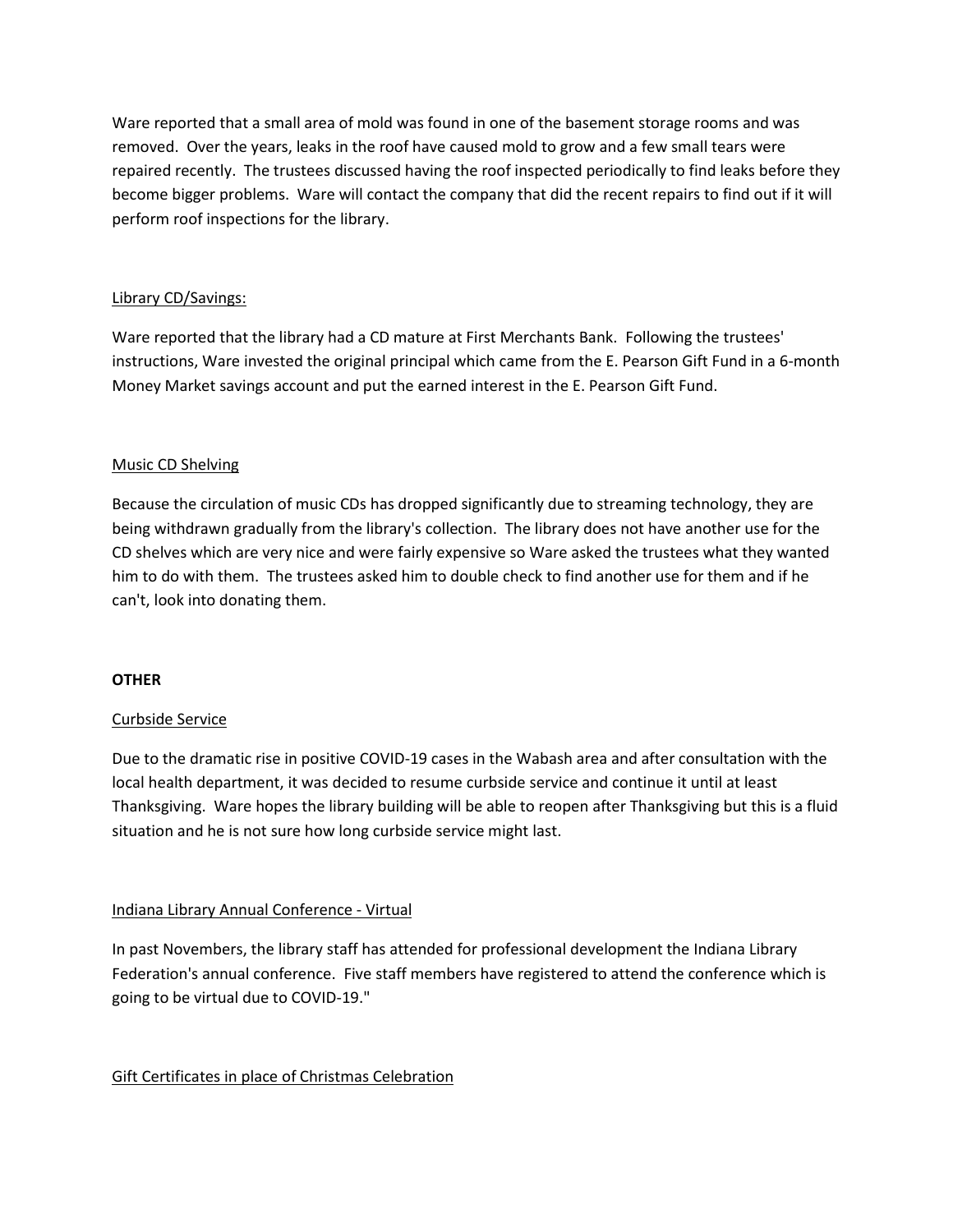Ware reported that a small area of mold was found in one of the basement storage rooms and was removed. Over the years, leaks in the roof have caused mold to grow and a few small tears were repaired recently. The trustees discussed having the roof inspected periodically to find leaks before they become bigger problems. Ware will contact the company that did the recent repairs to find out if it will perform roof inspections for the library.

Library CD/Savings:

Ware reported that the library had a CD mature at First Merchants Bank. Following the trustees' instructions, Ware invested the original principal which came from the E. Pearson Gift Fund in a 6-month Money Market savings account and put the earned interest in the E. Pearson Gift Fund.

Music CD Shelving

Because the circulation of music CDs has dropped significantly due to streaming technology, they are being withdrawn gradually from the library's collection. The library does not have another use for the CD shelves which are very nice and were fairly expensive so Ware asked the trustees what they wanted him to do with them. The trustees asked him to double check to find another use for them and if he can't, look into donating them.

**OTHER**

Curbside Service

Due to the dramatic rise in positive COVID-19 cases in the Wabash area and after consultation with the local health department, it was decided to resume curbside service and continue it until at least Thanksgiving. Ware hopes the library building will be able to reopen after Thanksgiving but this is a fluid situation and he is not sure how long curbside service might last.

Indiana Library Annual Conference - Virtual

In past Novembers, the library staff has attended for professional development the Indiana Library Federation's annual conference. Five staff members have registered to attend the conference which is going to be virtual due to COVID-19."

Gift Certificates in place of Christmas Celebration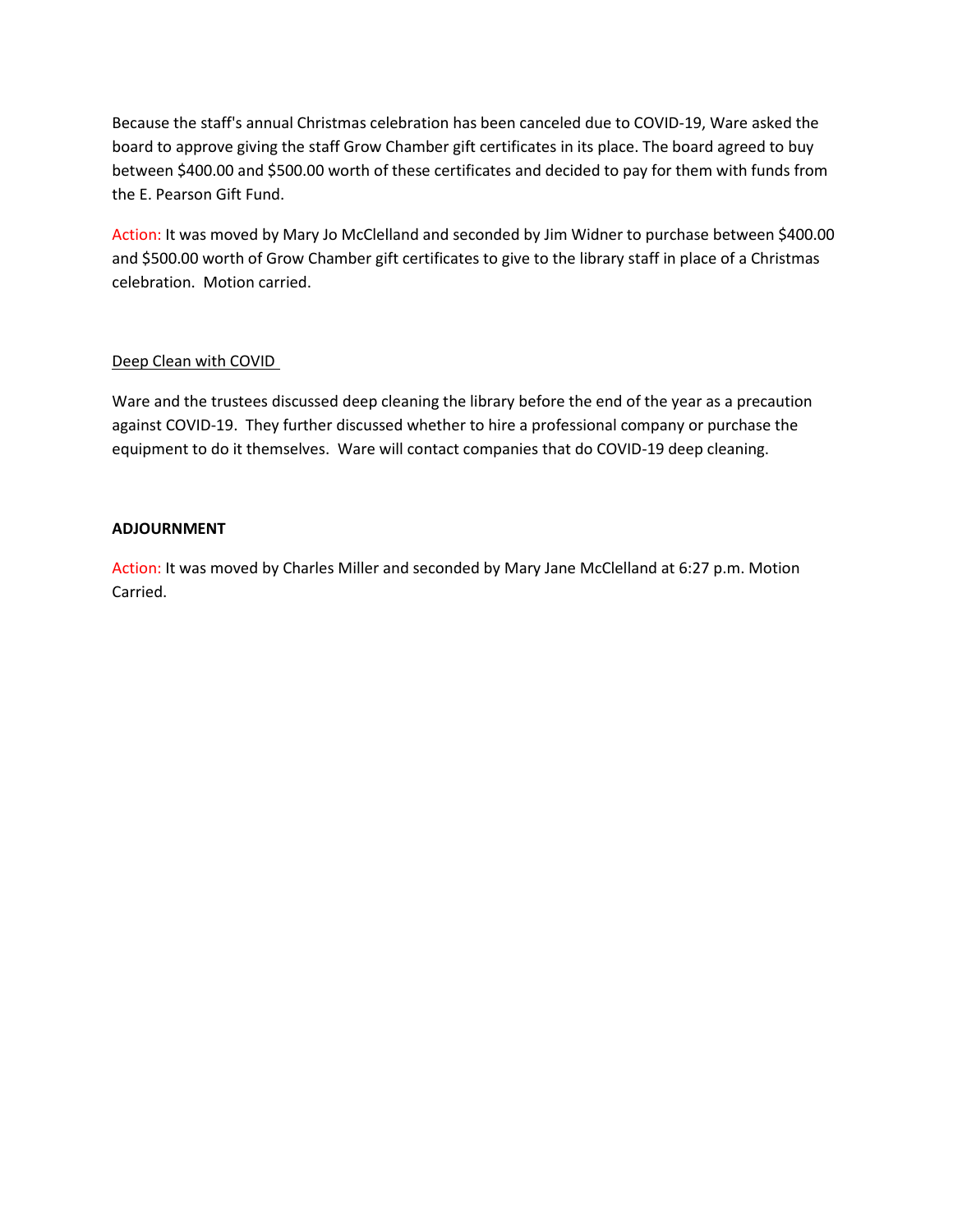Because the staff's annual Christmas celebration has been canceled due to COVID-19, Ware asked the board to approve giving the staff Grow Chamber gift certificates in its place. The board agreed to buy between $400.00 and $500.00 worth of these certificates and decided to pay for them with funds from the E. Pearson Gift Fund.

Action: It was moved by Mary Jo McClelland and seconded by Jim Widner to purchase between $400.00 and $500.00 worth of Grow Chamber gift certificates to give to the library staff in place of a Christmas celebration. Motion carried.

Deep Clean with COVID

Ware and the trustees discussed deep cleaning the library before the end of the year as a precaution against COVID-19. They further discussed whether to hire a professional company or purchase the equipment to do it themselves. Ware will contact companies that do COVID-19 deep cleaning.

**ADJOURNMENT**

Action: It was moved by Charles Miller and seconded by Mary Jane McClelland at 6:27 p.m. Motion Carried.